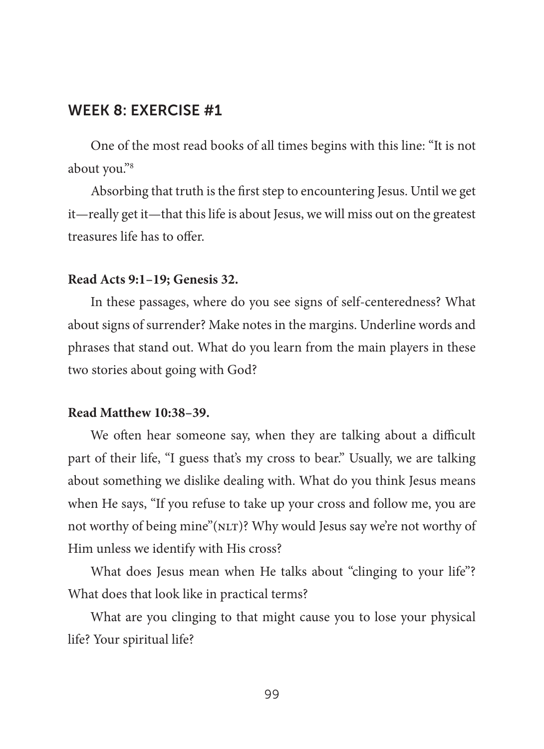## WEEK 8: EXERCISE #1

One of the most read books of all times begins with this line: "It is not about you."[8]

Absorbing that truth is the first step to encountering Jesus. Until we get it—really get it—that this life is about Jesus, we will miss out on the greatest treasures life has to offer.

**Read Acts 9:1–19; Genesis 32.**

In these passages, where do you see signs of self-centeredness? What about signs of surrender? Make notes in the margins. Underline words and phrases that stand out. What do you learn from the main players in these two stories about going with God?

**Read Matthew 10:38–39.**

We often hear someone say, when they are talking about a difficult part of their life, "I guess that's my cross to bear." Usually, we are talking about something we dislike dealing with. What do you think Jesus means when He says, "If you refuse to take up your cross and follow me, you are not worthy of being mine"(NLT)? Why would Jesus say we're not worthy of Him unless we identify with His cross?

What does Jesus mean when He talks about "clinging to your life"? What does that look like in practical terms?

What are you clinging to that might cause you to lose your physical life? Your spiritual life?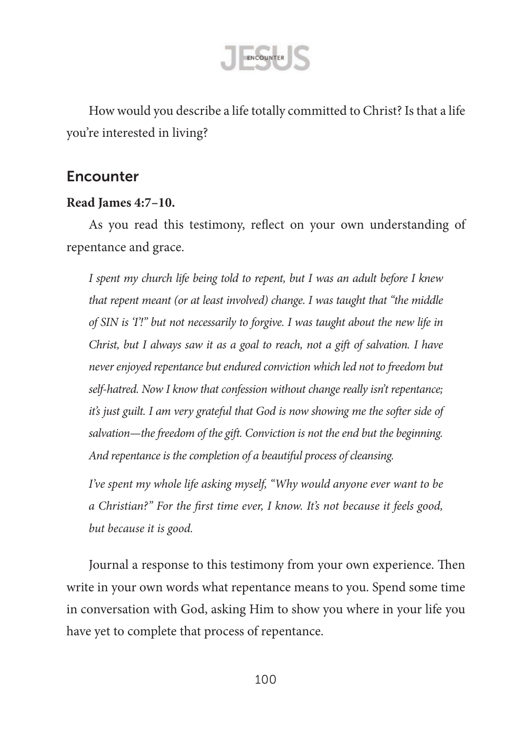How would you describe a life totally committed to Christ? Is that a life you're interested in living?

## Encounter

**Read James 4:7–10.**

As you read this testimony, reflect on your own understanding of repentance and grace.

> *I spent my church life being told to repent, but I was an adult before I knew that repent meant (or at least involved) change. I was taught that "the middle of SIN is 'I'!" but not necessarily to forgive. I was taught about the new life in Christ, but I always saw it as a goal to reach, not a gift of salvation. I have never enjoyed repentance but endured conviction which led not to freedom but self-hatred. Now I know that confession without change really isn't repentance; it's just guilt. I am very grateful that God is now showing me the softer side of salvation—the freedom of the gift. Conviction is not the end but the beginning. And repentance is the completion of a beautiful process of cleansing.*
>
> *I've spent my whole life asking myself, "Why would anyone ever want to be a Christian?" For the first time ever, I know. It's not because it feels good, but because it is good.*

Journal a response to this testimony from your own experience. Then write in your own words what repentance means to you. Spend some time in conversation with God, asking Him to show you where in your life you have yet to complete that process of repentance.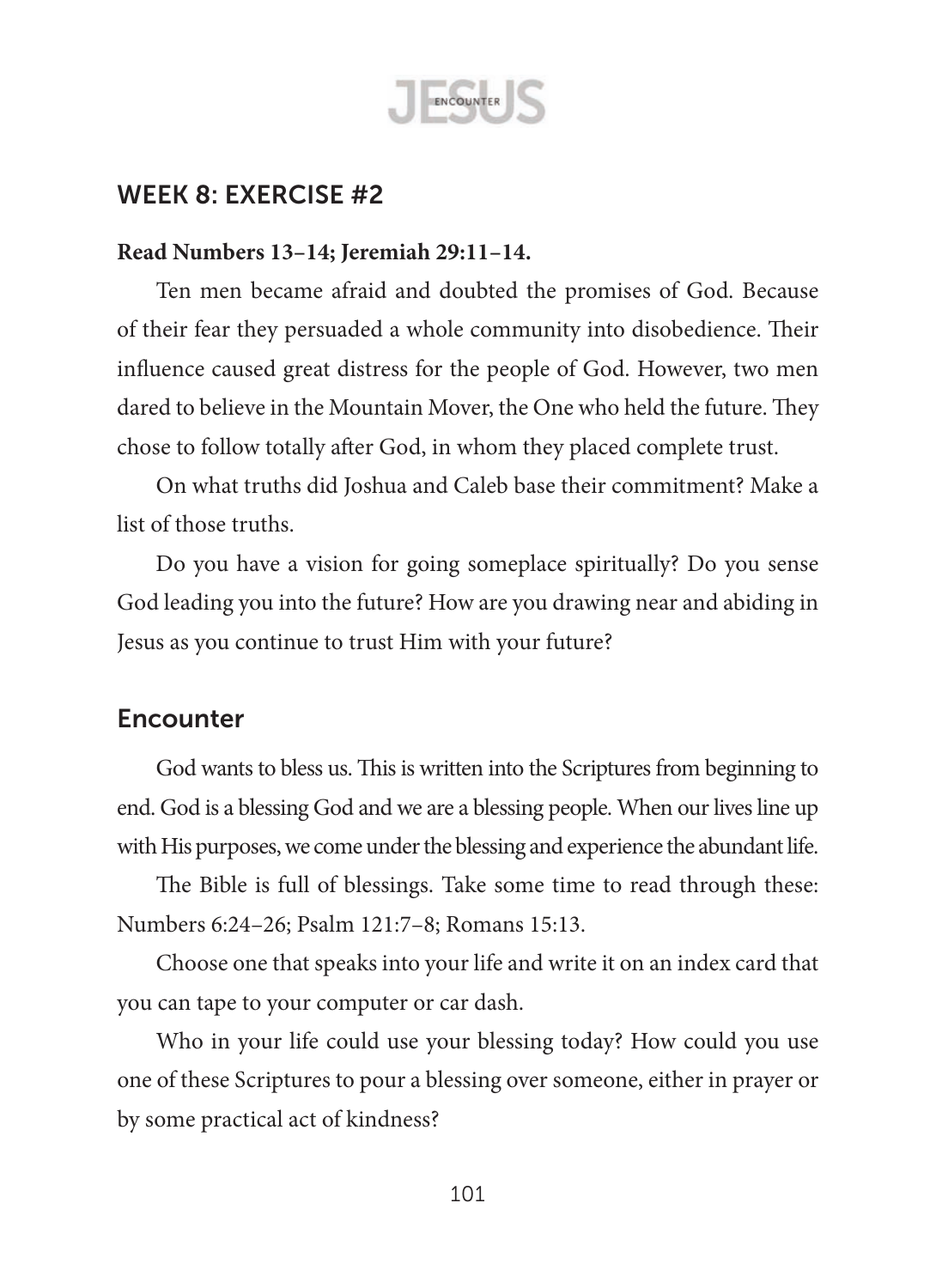## WEEK 8: EXERCISE #2

**Read Numbers 13–14; Jeremiah 29:11–14.**

Ten men became afraid and doubted the promises of God. Because of their fear they persuaded a whole community into disobedience. Their influence caused great distress for the people of God. However, two men dared to believe in the Mountain Mover, the One who held the future. They chose to follow totally after God, in whom they placed complete trust.

On what truths did Joshua and Caleb base their commitment? Make a list of those truths.

Do you have a vision for going someplace spiritually? Do you sense God leading you into the future? How are you drawing near and abiding in Jesus as you continue to trust Him with your future?

## Encounter

God wants to bless us. This is written into the Scriptures from beginning to end. God is a blessing God and we are a blessing people. When our lives line up with His purposes, we come under the blessing and experience the abundant life.

The Bible is full of blessings. Take some time to read through these: Numbers 6:24–26; Psalm 121:7–8; Romans 15:13.

Choose one that speaks into your life and write it on an index card that you can tape to your computer or car dash.

Who in your life could use your blessing today? How could you use one of these Scriptures to pour a blessing over someone, either in prayer or by some practical act of kindness?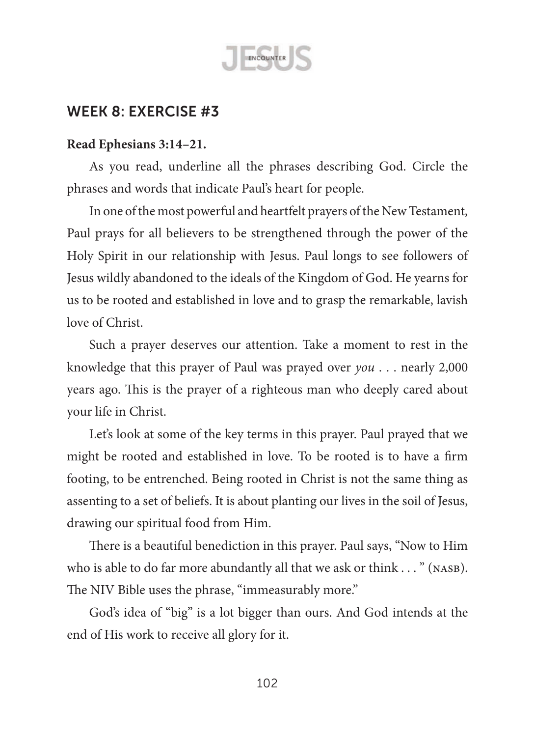## WEEK 8: EXERCISE #3

**Read Ephesians 3:14–21.**

As you read, underline all the phrases describing God. Circle the phrases and words that indicate Paul's heart for people.

In one of the most powerful and heartfelt prayers of the New Testament, Paul prays for all believers to be strengthened through the power of the Holy Spirit in our relationship with Jesus. Paul longs to see followers of Jesus wildly abandoned to the ideals of the Kingdom of God. He yearns for us to be rooted and established in love and to grasp the remarkable, lavish love of Christ.

Such a prayer deserves our attention. Take a moment to rest in the knowledge that this prayer of Paul was prayed over *you* . . . nearly 2,000 years ago. This is the prayer of a righteous man who deeply cared about your life in Christ.

Let's look at some of the key terms in this prayer. Paul prayed that we might be rooted and established in love. To be rooted is to have a firm footing, to be entrenched. Being rooted in Christ is not the same thing as assenting to a set of beliefs. It is about planting our lives in the soil of Jesus, drawing our spiritual food from Him.

There is a beautiful benediction in this prayer. Paul says, "Now to Him who is able to do far more abundantly all that we ask or think . . . " (NASB). The NIV Bible uses the phrase, "immeasurably more."

God's idea of "big" is a lot bigger than ours. And God intends at the end of His work to receive all glory for it.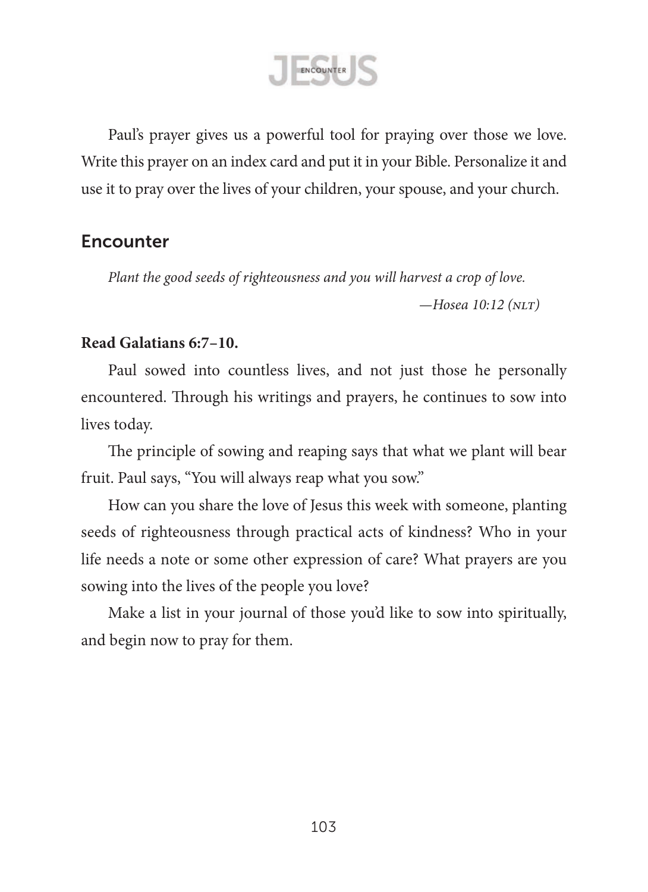Paul's prayer gives us a powerful tool for praying over those we love. Write this prayer on an index card and put it in your Bible. Personalize it and use it to pray over the lives of your children, your spouse, and your church.

## Encounter

*Plant the good seeds of righteousness and you will harvest a crop of love.*

*—Hosea 10:12 (NLT)*

**Read Galatians 6:7–10.**

Paul sowed into countless lives, and not just those he personally encountered. Through his writings and prayers, he continues to sow into lives today.

The principle of sowing and reaping says that what we plant will bear fruit. Paul says, "You will always reap what you sow."

How can you share the love of Jesus this week with someone, planting seeds of righteousness through practical acts of kindness? Who in your life needs a note or some other expression of care? What prayers are you sowing into the lives of the people you love?

Make a list in your journal of those you'd like to sow into spiritually, and begin now to pray for them.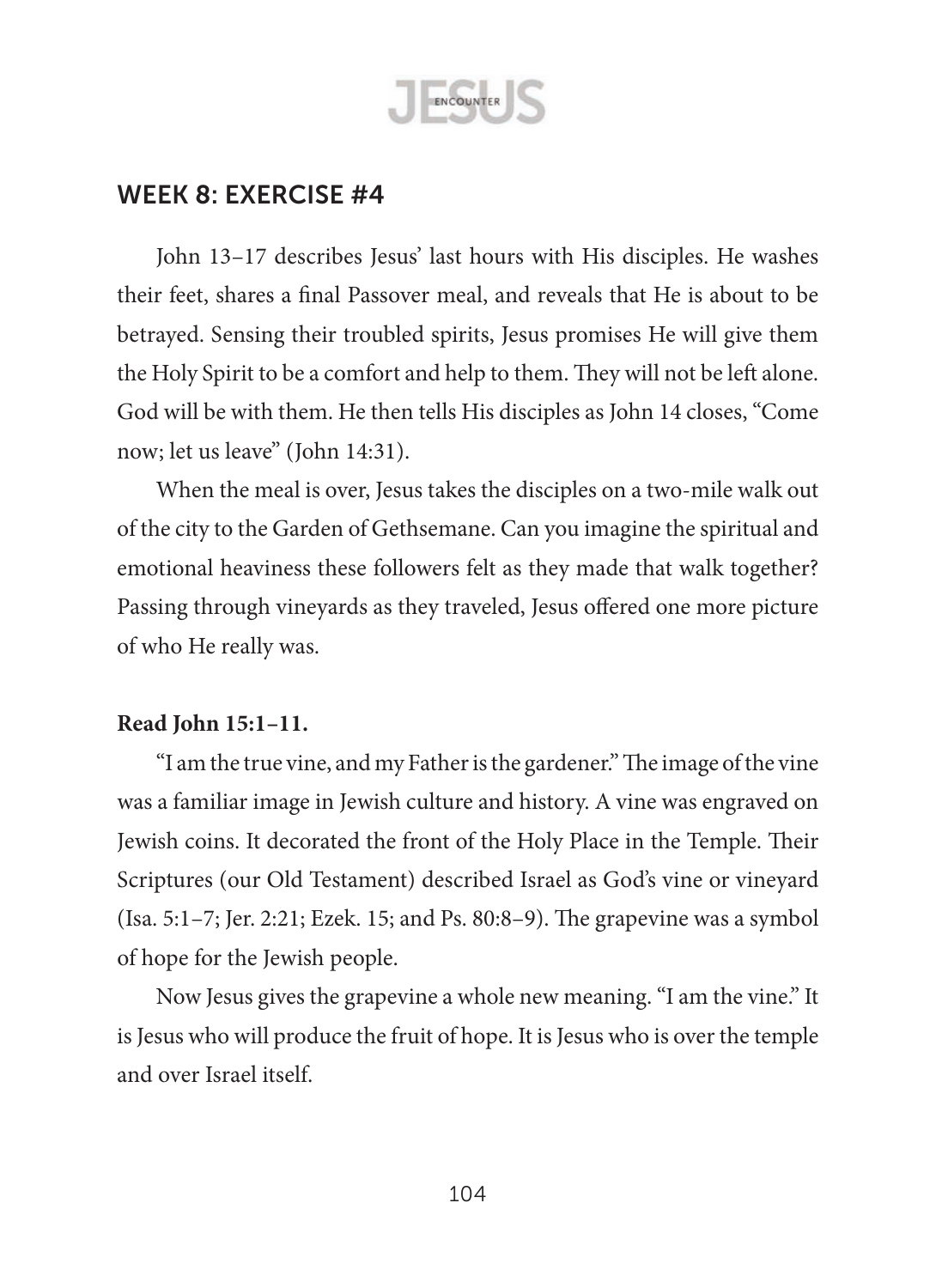## WEEK 8: EXERCISE #4

John 13–17 describes Jesus' last hours with His disciples. He washes their feet, shares a final Passover meal, and reveals that He is about to be betrayed. Sensing their troubled spirits, Jesus promises He will give them the Holy Spirit to be a comfort and help to them. They will not be left alone. God will be with them. He then tells His disciples as John 14 closes, "Come now; let us leave" (John 14:31).

When the meal is over, Jesus takes the disciples on a two-mile walk out of the city to the Garden of Gethsemane. Can you imagine the spiritual and emotional heaviness these followers felt as they made that walk together? Passing through vineyards as they traveled, Jesus offered one more picture of who He really was.

**Read John 15:1–11.**

"I am the true vine, and my Father is the gardener." The image of the vine was a familiar image in Jewish culture and history. A vine was engraved on Jewish coins. It decorated the front of the Holy Place in the Temple. Their Scriptures (our Old Testament) described Israel as God's vine or vineyard (Isa. 5:1–7; Jer. 2:21; Ezek. 15; and Ps. 80:8–9). The grapevine was a symbol of hope for the Jewish people.

Now Jesus gives the grapevine a whole new meaning. "I am the vine." It is Jesus who will produce the fruit of hope. It is Jesus who is over the temple and over Israel itself.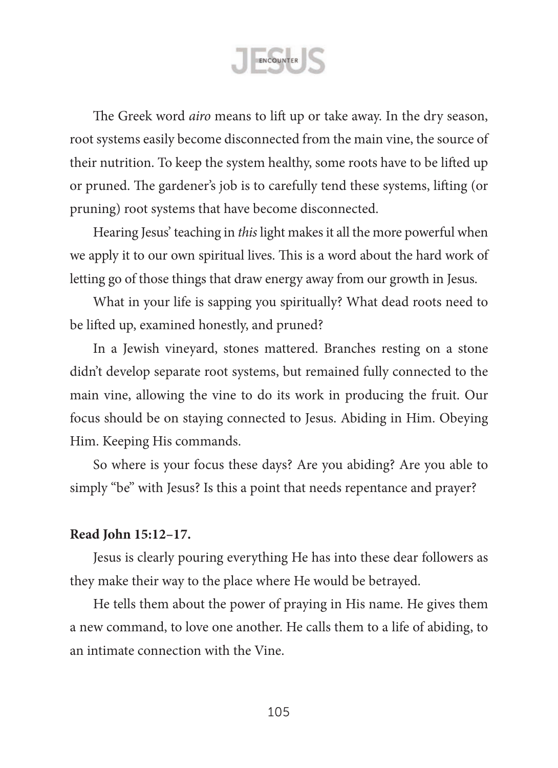The Greek word *airo* means to lift up or take away. In the dry season, root systems easily become disconnected from the main vine, the source of their nutrition. To keep the system healthy, some roots have to be lifted up or pruned. The gardener's job is to carefully tend these systems, lifting (or pruning) root systems that have become disconnected.

Hearing Jesus' teaching in *this* light makes it all the more powerful when we apply it to our own spiritual lives. This is a word about the hard work of letting go of those things that draw energy away from our growth in Jesus.

What in your life is sapping you spiritually? What dead roots need to be lifted up, examined honestly, and pruned?

In a Jewish vineyard, stones mattered. Branches resting on a stone didn't develop separate root systems, but remained fully connected to the main vine, allowing the vine to do its work in producing the fruit. Our focus should be on staying connected to Jesus. Abiding in Him. Obeying Him. Keeping His commands.

So where is your focus these days? Are you abiding? Are you able to simply "be" with Jesus? Is this a point that needs repentance and prayer?

**Read John 15:12–17.**

Jesus is clearly pouring everything He has into these dear followers as they make their way to the place where He would be betrayed.

He tells them about the power of praying in His name. He gives them a new command, to love one another. He calls them to a life of abiding, to an intimate connection with the Vine.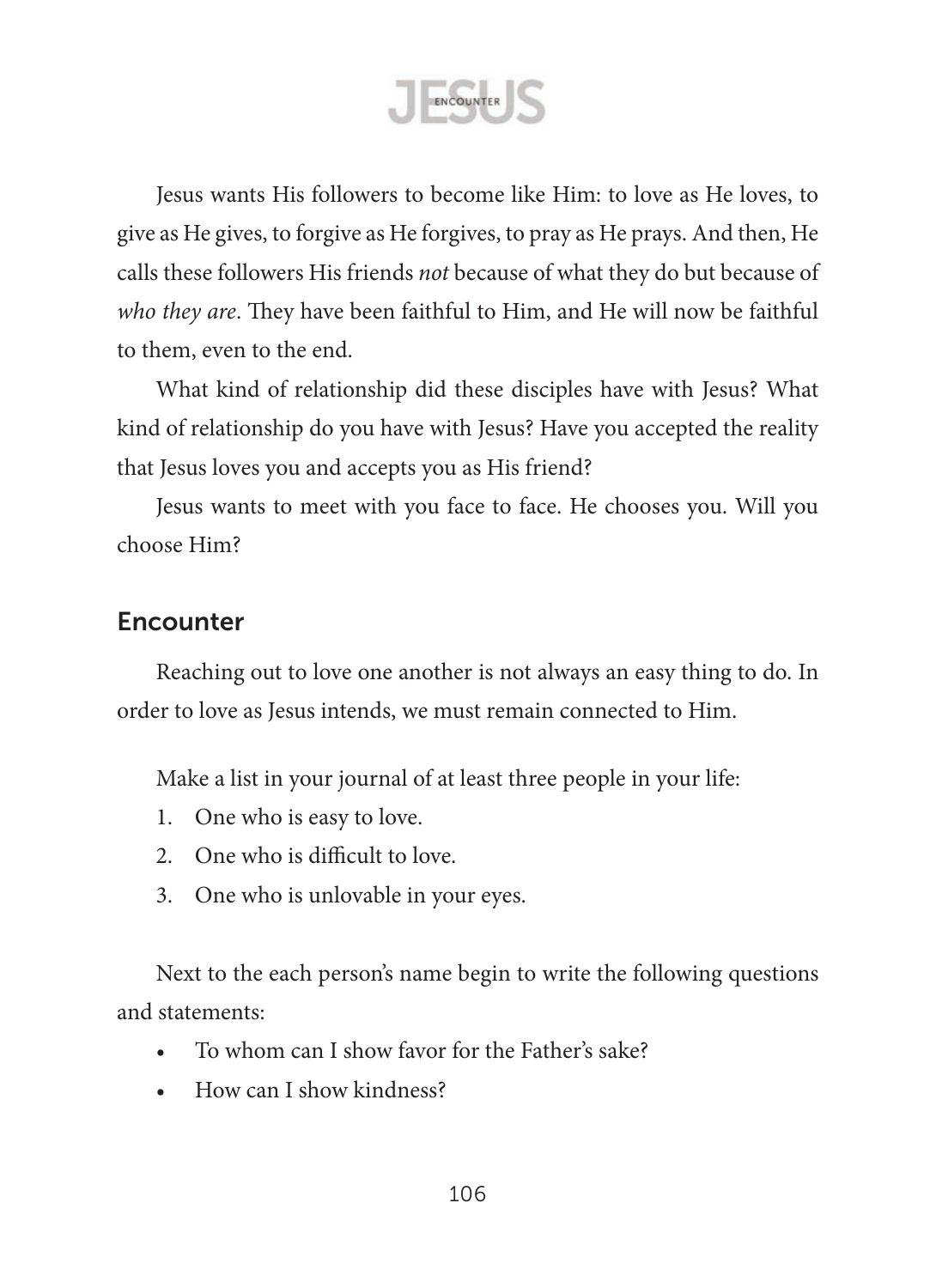Jesus wants His followers to become like Him: to love as He loves, to give as He gives, to forgive as He forgives, to pray as He prays. And then, He calls these followers His friends *not* because of what they do but because of *who they are*. They have been faithful to Him, and He will now be faithful to them, even to the end.

What kind of relationship did these disciples have with Jesus? What kind of relationship do you have with Jesus? Have you accepted the reality that Jesus loves you and accepts you as His friend?

Jesus wants to meet with you face to face. He chooses you. Will you choose Him?

## Encounter

Reaching out to love one another is not always an easy thing to do. In order to love as Jesus intends, we must remain connected to Him.

Make a list in your journal of at least three people in your life:

1. One who is easy to love.
2. One who is difficult to love.
3. One who is unlovable in your eyes.

Next to the each person's name begin to write the following questions and statements:

- To whom can I show favor for the Father's sake?
- How can I show kindness?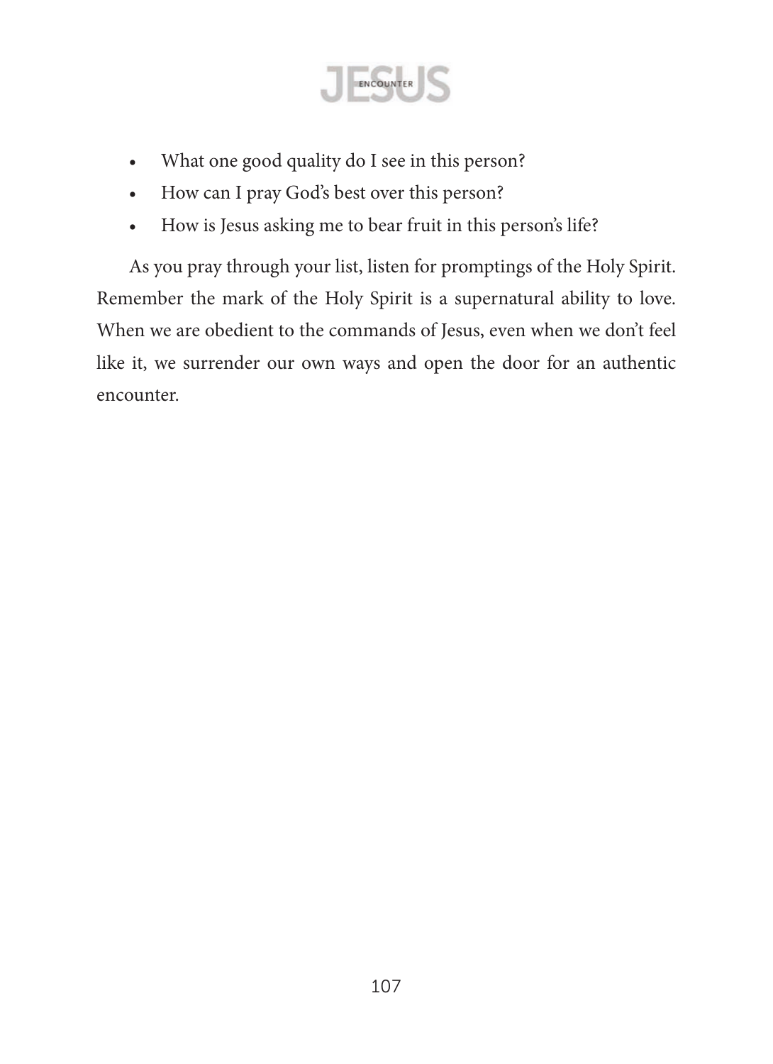- What one good quality do I see in this person?
- How can I pray God's best over this person?
- How is Jesus asking me to bear fruit in this person's life?

As you pray through your list, listen for promptings of the Holy Spirit. Remember the mark of the Holy Spirit is a supernatural ability to love. When we are obedient to the commands of Jesus, even when we don't feel like it, we surrender our own ways and open the door for an authentic encounter.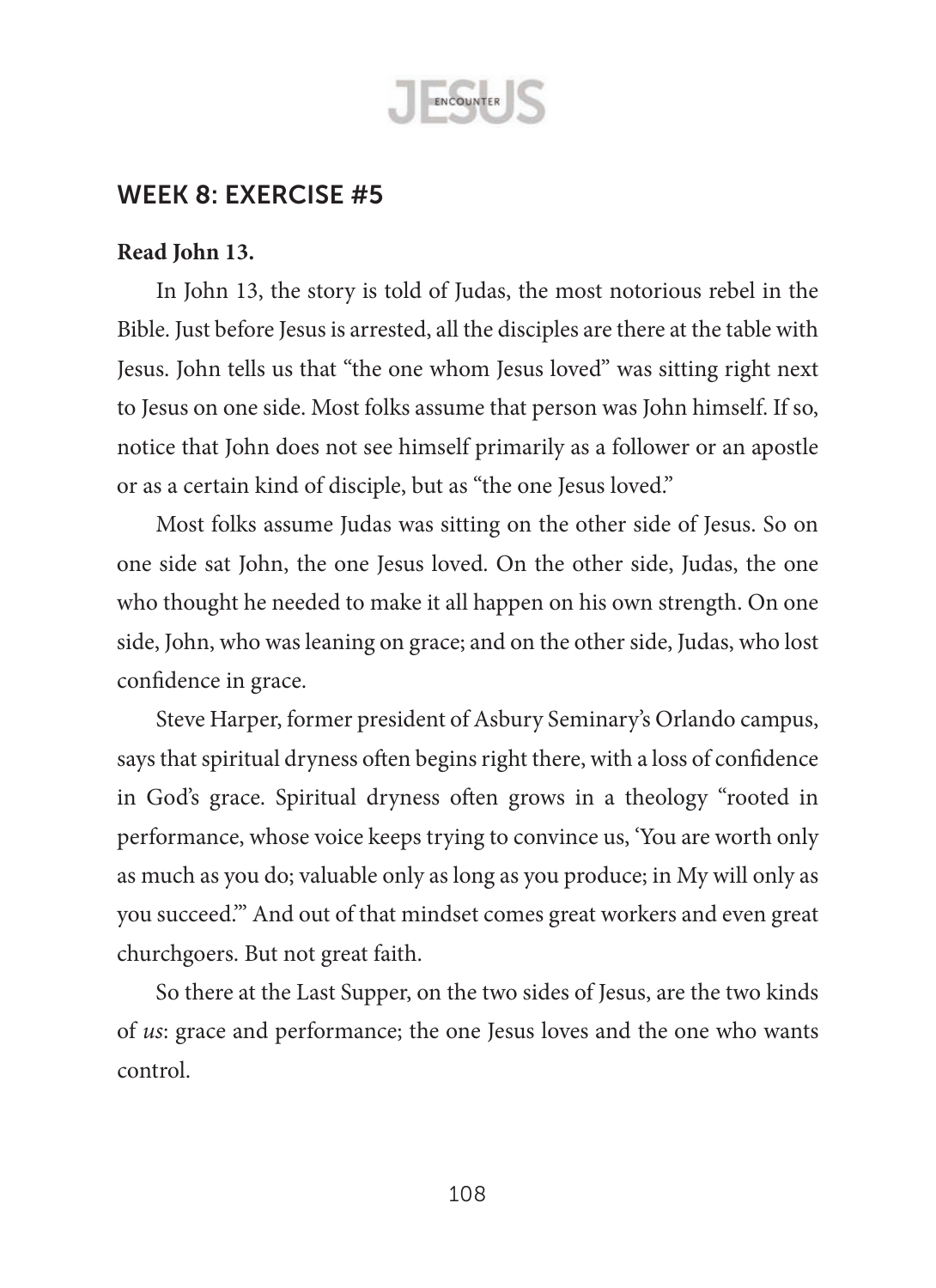## WEEK 8: EXERCISE #5

**Read John 13.**

In John 13, the story is told of Judas, the most notorious rebel in the Bible. Just before Jesus is arrested, all the disciples are there at the table with Jesus. John tells us that "the one whom Jesus loved" was sitting right next to Jesus on one side. Most folks assume that person was John himself. If so, notice that John does not see himself primarily as a follower or an apostle or as a certain kind of disciple, but as "the one Jesus loved."

Most folks assume Judas was sitting on the other side of Jesus. So on one side sat John, the one Jesus loved. On the other side, Judas, the one who thought he needed to make it all happen on his own strength. On one side, John, who was leaning on grace; and on the other side, Judas, who lost confidence in grace.

Steve Harper, former president of Asbury Seminary's Orlando campus, says that spiritual dryness often begins right there, with a loss of confidence in God's grace. Spiritual dryness often grows in a theology "rooted in performance, whose voice keeps trying to convince us, 'You are worth only as much as you do; valuable only as long as you produce; in My will only as you succeed.'" And out of that mindset comes great workers and even great churchgoers. But not great faith.

So there at the Last Supper, on the two sides of Jesus, are the two kinds of *us*: grace and performance; the one Jesus loves and the one who wants control.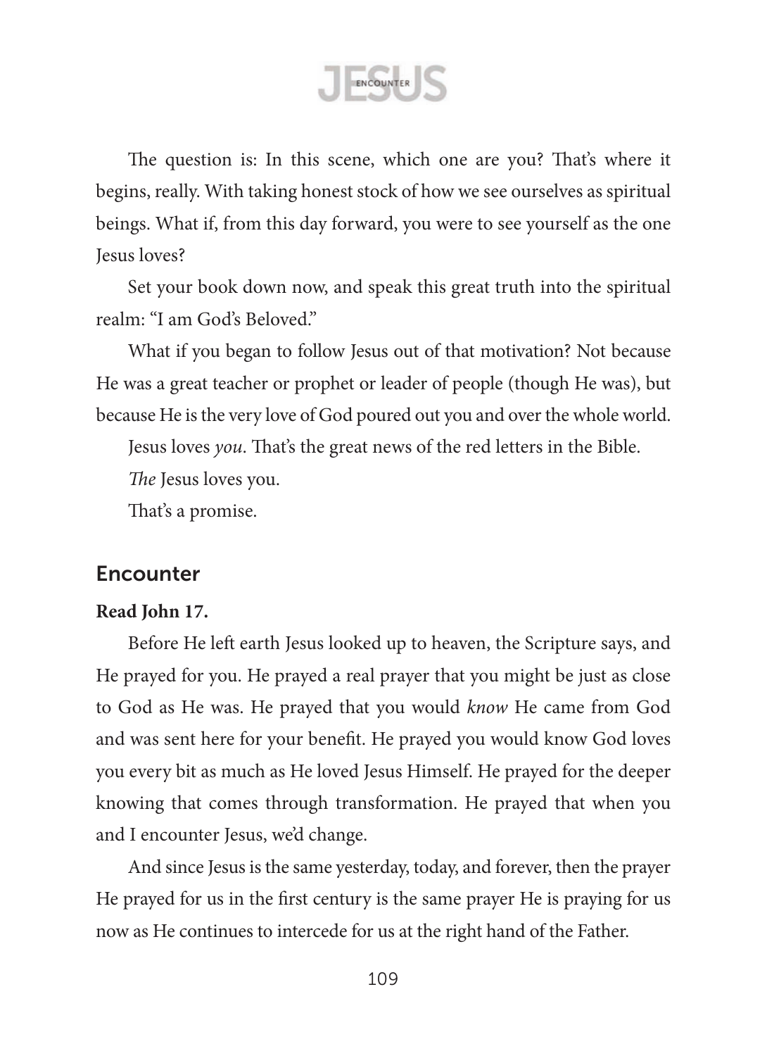The question is: In this scene, which one are you? That's where it begins, really. With taking honest stock of how we see ourselves as spiritual beings. What if, from this day forward, you were to see yourself as the one Jesus loves?

Set your book down now, and speak this great truth into the spiritual realm: "I am God's Beloved."

What if you began to follow Jesus out of that motivation? Not because He was a great teacher or prophet or leader of people (though He was), but because He is the very love of God poured out you and over the whole world.

Jesus loves *you*. That's the great news of the red letters in the Bible.

*The* Jesus loves you.

That's a promise.

## Encounter

**Read John 17.**

Before He left earth Jesus looked up to heaven, the Scripture says, and He prayed for you. He prayed a real prayer that you might be just as close to God as He was. He prayed that you would *know* He came from God and was sent here for your benefit. He prayed you would know God loves you every bit as much as He loved Jesus Himself. He prayed for the deeper knowing that comes through transformation. He prayed that when you and I encounter Jesus, we'd change.

And since Jesus is the same yesterday, today, and forever, then the prayer He prayed for us in the first century is the same prayer He is praying for us now as He continues to intercede for us at the right hand of the Father.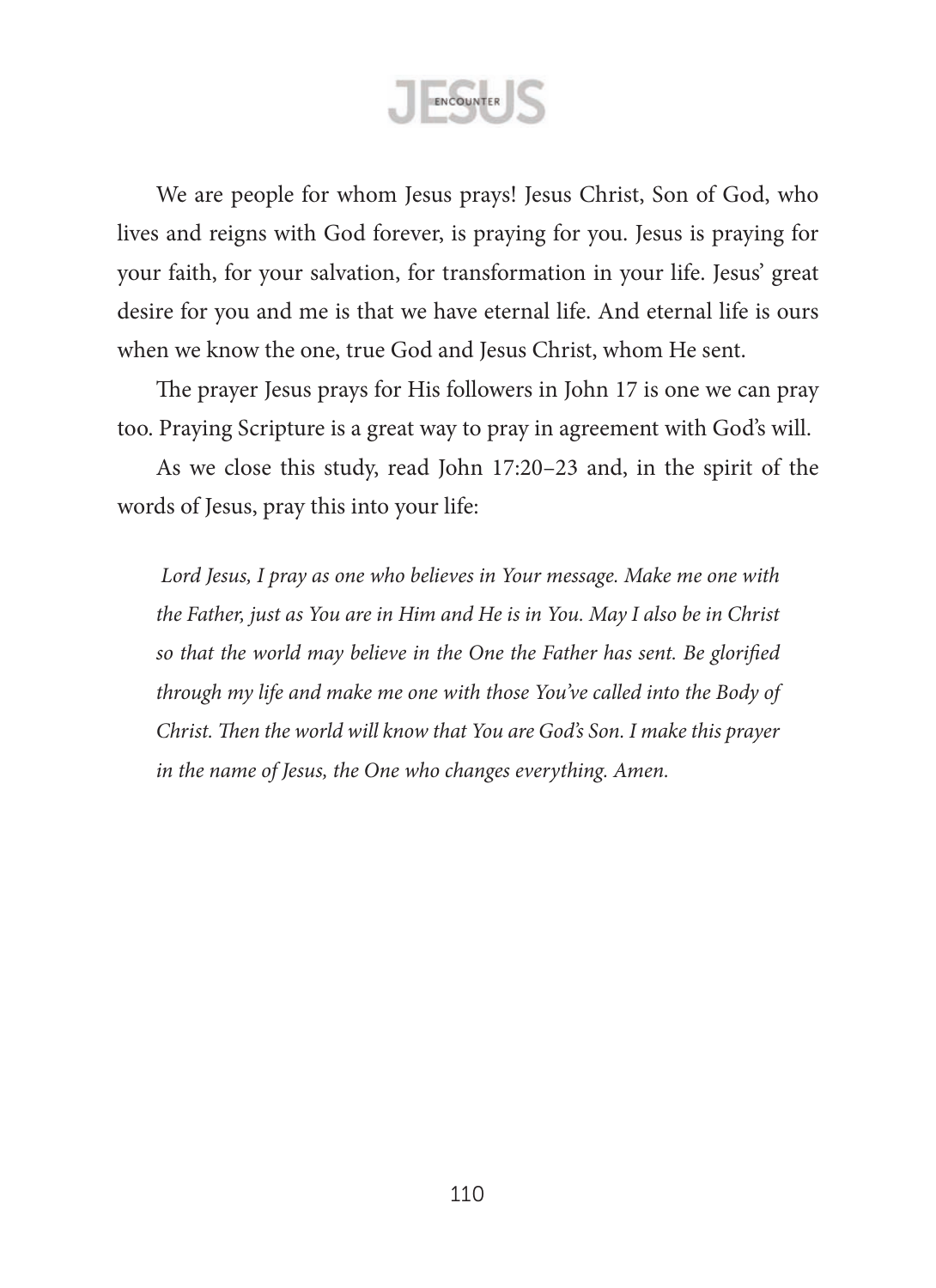We are people for whom Jesus prays! Jesus Christ, Son of God, who lives and reigns with God forever, is praying for you. Jesus is praying for your faith, for your salvation, for transformation in your life. Jesus' great desire for you and me is that we have eternal life. And eternal life is ours when we know the one, true God and Jesus Christ, whom He sent.

The prayer Jesus prays for His followers in John 17 is one we can pray too. Praying Scripture is a great way to pray in agreement with God's will.

As we close this study, read John 17:20–23 and, in the spirit of the words of Jesus, pray this into your life:

> *Lord Jesus, I pray as one who believes in Your message. Make me one with the Father, just as You are in Him and He is in You. May I also be in Christ so that the world may believe in the One the Father has sent. Be glorified through my life and make me one with those You've called into the Body of Christ. Then the world will know that You are God's Son. I make this prayer in the name of Jesus, the One who changes everything. Amen.*